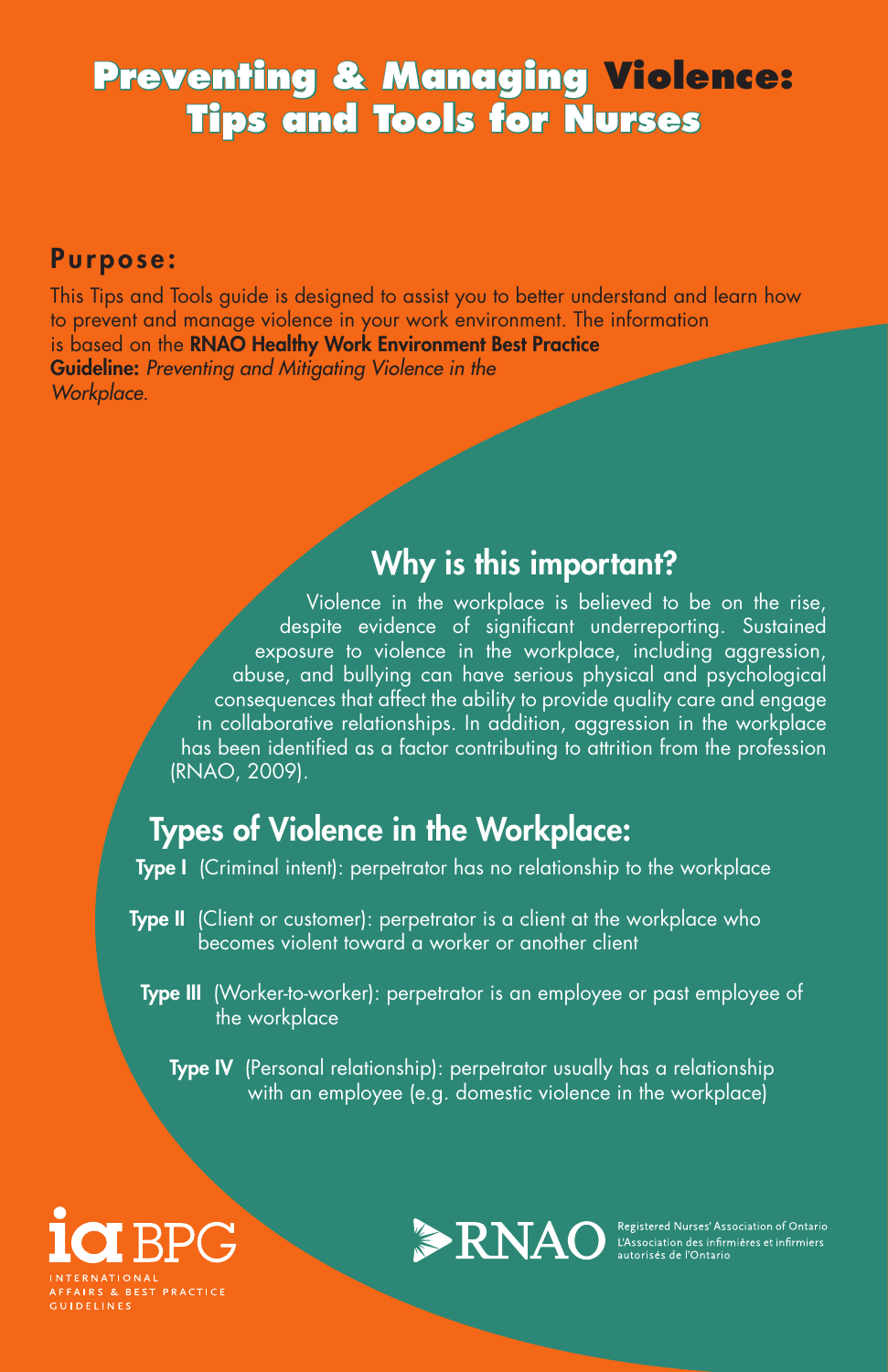# Preventing & Managing Violence: Tips and Tools for Nurses

## Purpose:

This Tips and Tools guide is designed to assist you to better understand and learn how to prevent and manage violence in your work environment. The information is based on the **RNAO Healthy Work Environment Best Practice Guideline:** *Preventing and Mitigating Violence in the Workplace.*

## Why is this important?

Violence in the workplace is believed to be on the rise, despite evidence of significant underreporting. Sustained exposure to violence in the workplace, including aggression, abuse, and bullying can have serious physical and psychological consequences that affect the ability to provide quality care and engage in collaborative relationships. In addition, aggression in the workplace has been identified as a factor contributing to attrition from the profession (RNAO, 2009).

## Types of Violence in the Workplace:

**Type I** (Criminal intent): perpetrator has no relationship to the workplace

**Type II** (Client or customer): perpetrator is a client at the workplace who becomes violent toward a worker or another client

**Type III** (Worker-to-worker): perpetrator is an employee or past employee of the workplace

**Type IV** (Personal relationship): perpetrator usually has a relationship with an employee (e.g. domestic violence in the workplace)

iaBPG
INTERNATIONAL AFFAIRS & BEST PRACTICE GUIDELINES

RNAO
Registered Nurses' Association of Ontario
L'Association des infirmières et infirmiers autorisés de l'Ontario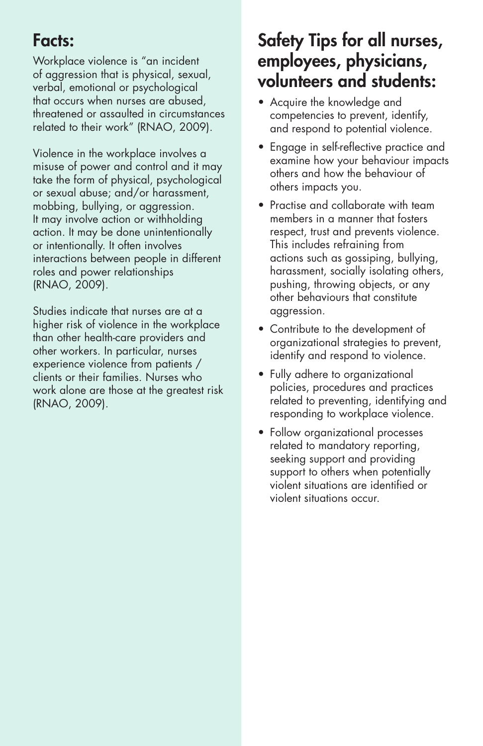## Facts:

Workplace violence is “an incident of aggression that is physical, sexual, verbal, emotional or psychological that occurs when nurses are abused, threatened or assaulted in circumstances related to their work” (RNAO, 2009).

Violence in the workplace involves a misuse of power and control and it may take the form of physical, psychological or sexual abuse; and/or harassment, mobbing, bullying, or aggression. It may involve action or withholding action. It may be done unintentionally or intentionally. It often involves interactions between people in different roles and power relationships (RNAO, 2009).

Studies indicate that nurses are at a higher risk of violence in the workplace than other health-care providers and other workers. In particular, nurses experience violence from patients / clients or their families. Nurses who work alone are those at the greatest risk (RNAO, 2009).

## Safety Tips for all nurses, employees, physicians, volunteers and students:

- Acquire the knowledge and competencies to prevent, identify, and respond to potential violence.
- Engage in self-reflective practice and examine how your behaviour impacts others and how the behaviour of others impacts you.
- Practise and collaborate with team members in a manner that fosters respect, trust and prevents violence. This includes refraining from actions such as gossiping, bullying, harassment, socially isolating others, pushing, throwing objects, or any other behaviours that constitute aggression.
- Contribute to the development of organizational strategies to prevent, identify and respond to violence.
- Fully adhere to organizational policies, procedures and practices related to preventing, identifying and responding to workplace violence.
- Follow organizational processes related to mandatory reporting, seeking support and providing support to others when potentially violent situations are identified or violent situations occur.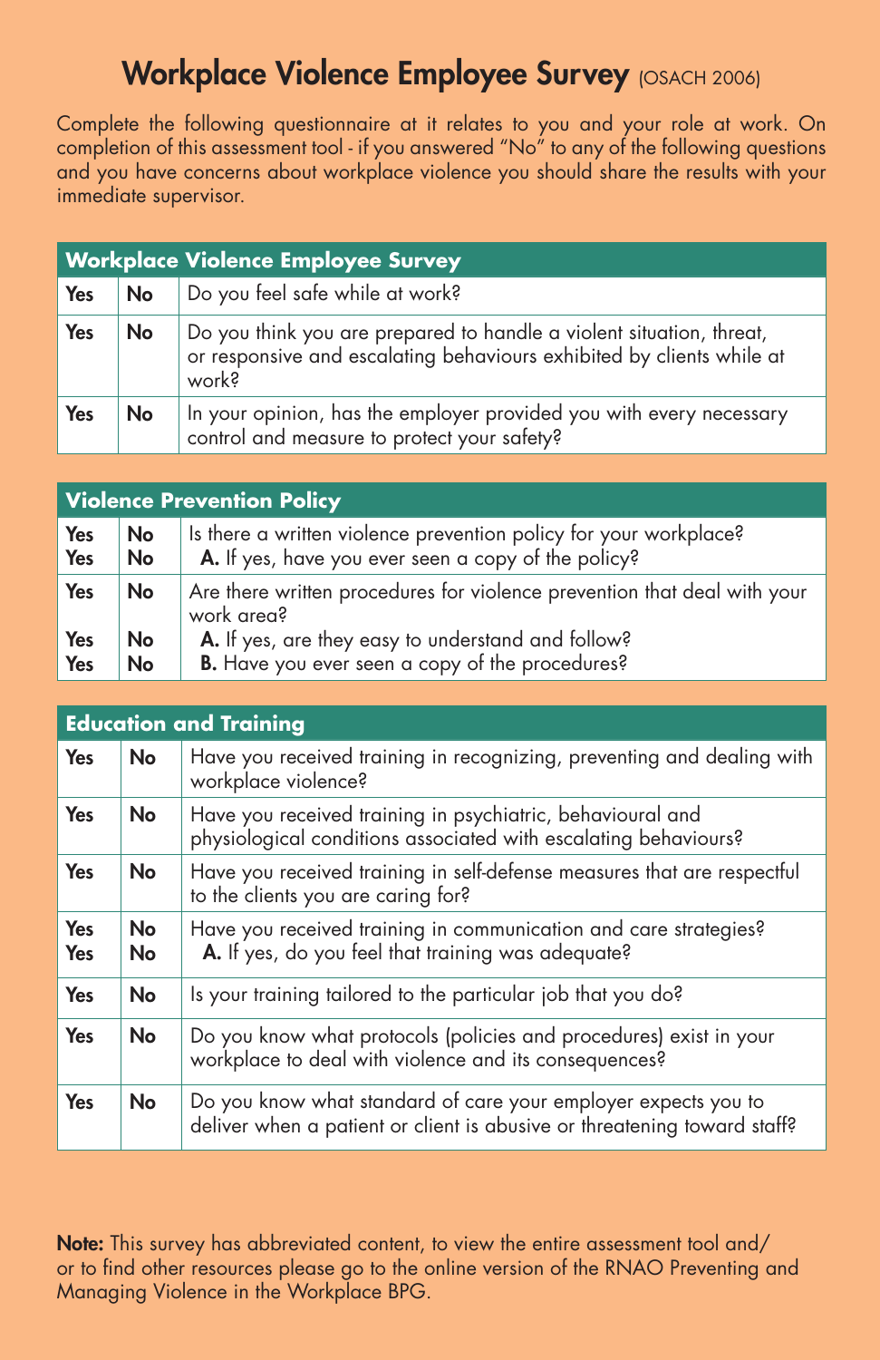# Workplace Violence Employee Survey (OSACH 2006)

Complete the following questionnaire at it relates to you and your role at work. On completion of this assessment tool - if you answered "No" to any of the following questions and you have concerns about workplace violence you should share the results with your immediate supervisor.

| Workplace Violence Employee Survey | | |
|---|---|---|
| Yes | No | Do you feel safe while at work? |
| Yes | No | Do you think you are prepared to handle a violent situation, threat, or responsive and escalating behaviours exhibited by clients while at work? |
| Yes | No | In your opinion, has the employer provided you with every necessary control and measure to protect your safety? |

| Violence Prevention Policy | | |
|---|---|---|
| Yes | No | Is there a written violence prevention policy for your workplace? |
| Yes | No | **A.** If yes, have you ever seen a copy of the policy? |
| Yes | No | Are there written procedures for violence prevention that deal with your work area? |
| Yes | No | **A.** If yes, are they easy to understand and follow? |
| Yes | No | **B.** Have you ever seen a copy of the procedures? |

| Education and Training | | |
|---|---|---|
| Yes | No | Have you received training in recognizing, preventing and dealing with workplace violence? |
| Yes | No | Have you received training in psychiatric, behavioural and physiological conditions associated with escalating behaviours? |
| Yes | No | Have you received training in self-defense measures that are respectful to the clients you are caring for? |
| Yes | No | Have you received training in communication and care strategies? |
| Yes | No | **A.** If yes, do you feel that training was adequate? |
| Yes | No | Is your training tailored to the particular job that you do? |
| Yes | No | Do you know what protocols (policies and procedures) exist in your workplace to deal with violence and its consequences? |
| Yes | No | Do you know what standard of care your employer expects you to deliver when a patient or client is abusive or threatening toward staff? |

**Note:** This survey has abbreviated content, to view the entire assessment tool and/or to find other resources please go to the online version of the RNAO Preventing and Managing Violence in the Workplace BPG.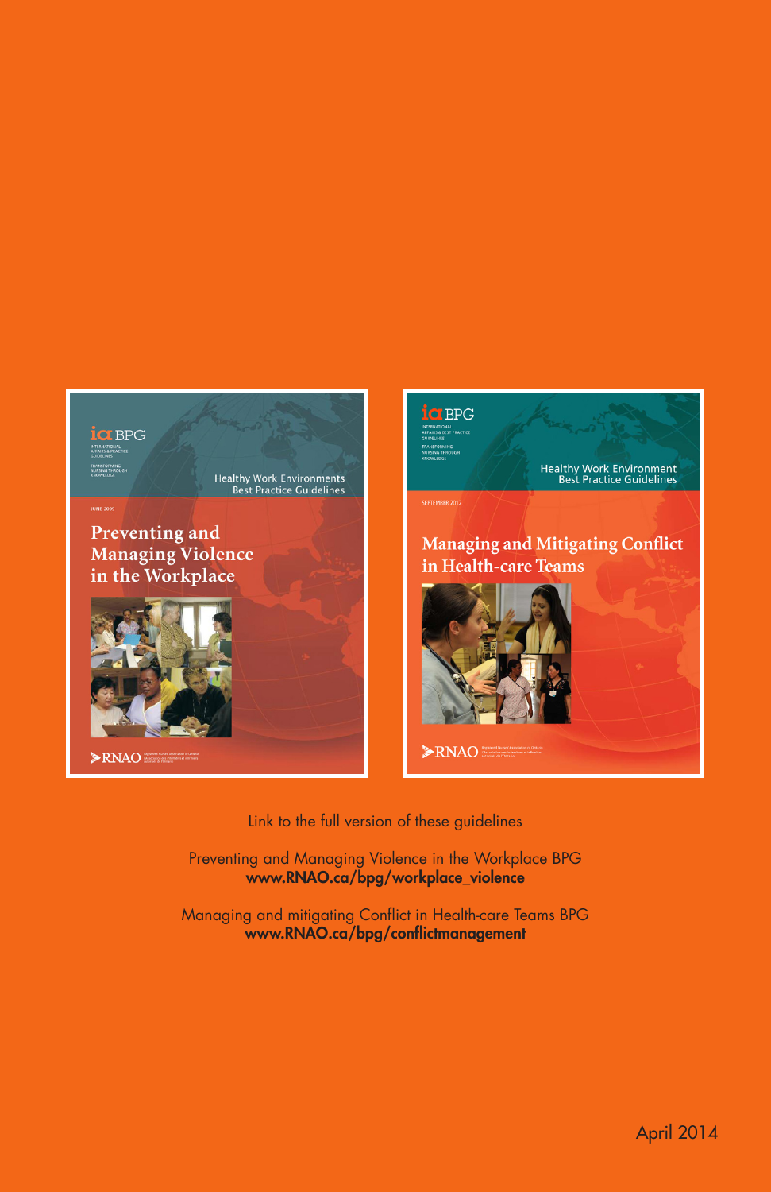Link to the full version of these guidelines

Preventing and Managing Violence in the Workplace BPG
**www.RNAO.ca/bpg/workplace_violence**

Managing and mitigating Conflict in Health-care Teams BPG
**www.RNAO.ca/bpg/conflictmanagement**

April 2014